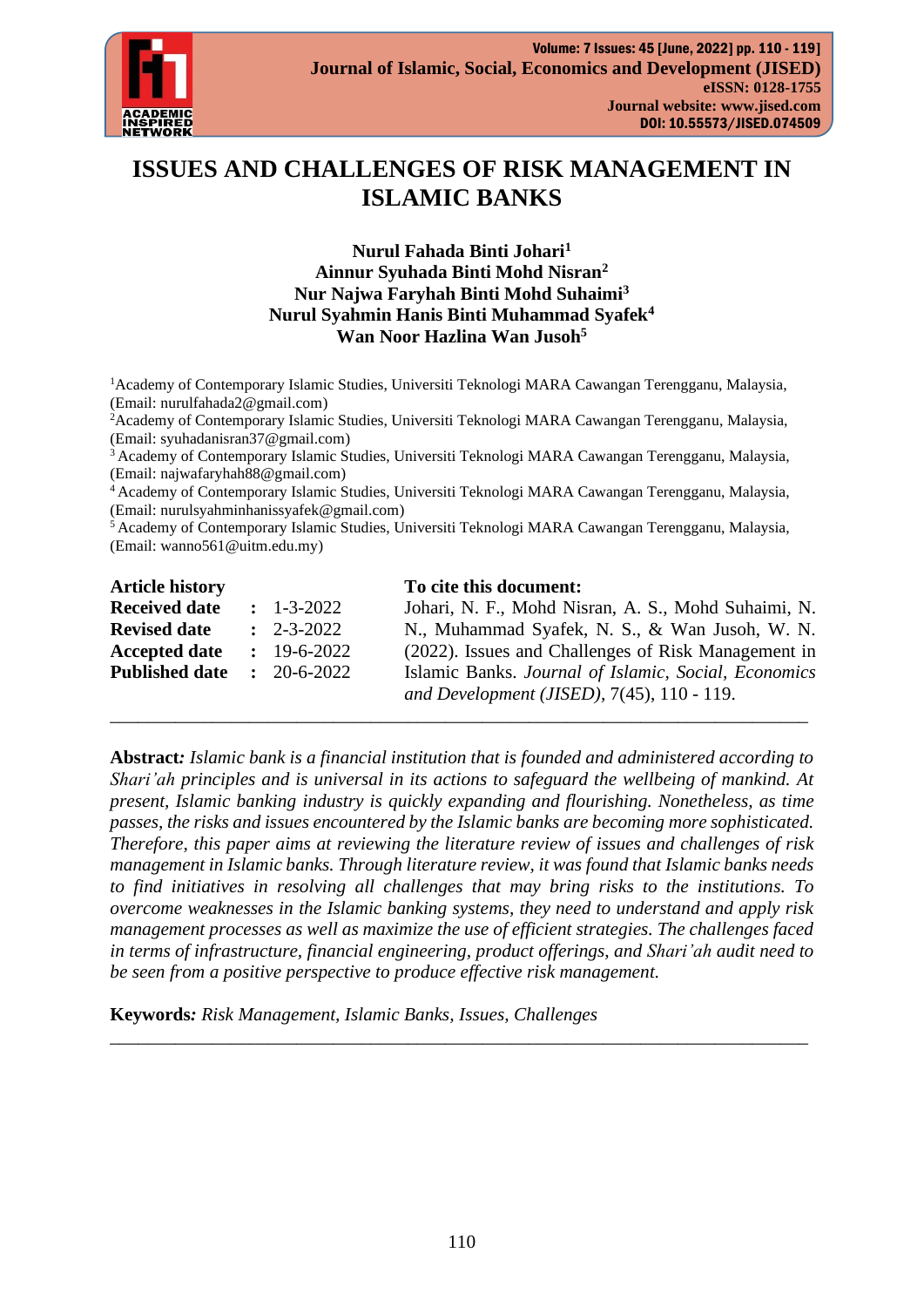# ISSUES AND CHALLENGES OF RISK MANAGEMENT IN ISLAMIC BANKS

**Nurul Fahada Binti Johari[1]**
**Ainnur Syuhada Binti Mohd Nisran[2]**
**Nur Najwa Faryhah Binti Mohd Suhaimi[3]**
**Nurul Syahmin Hanis Binti Muhammad Syafek[4]**
**Wan Noor Hazlina Wan Jusoh[5]**

[1]Academy of Contemporary Islamic Studies, Universiti Teknologi MARA Cawangan Terengganu, Malaysia, (Email: nurulfahada2@gmail.com)
[2]Academy of Contemporary Islamic Studies, Universiti Teknologi MARA Cawangan Terengganu, Malaysia, (Email: syuhadanisran37@gmail.com)
[3]Academy of Contemporary Islamic Studies, Universiti Teknologi MARA Cawangan Terengganu, Malaysia, (Email: najwafaryhah88@gmail.com)
[4]Academy of Contemporary Islamic Studies, Universiti Teknologi MARA Cawangan Terengganu, Malaysia, (Email: nurulsyahminhanissyafek@gmail.com)
[5]Academy of Contemporary Islamic Studies, Universiti Teknologi MARA Cawangan Terengganu, Malaysia, (Email: wanno561@uitm.edu.my)

**Article history**

| | | |
|---|---|---|
| **Received date** | **:** | 1-3-2022 |
| **Revised date** | **:** | 2-3-2022 |
| **Accepted date** | **:** | 19-6-2022 |
| **Published date** | **:** | 20-6-2022 |

**To cite this document:**
Johari, N. F., Mohd Nisran, A. S., Mohd Suhaimi, N. N., Muhammad Syafek, N. S., & Wan Jusoh, W. N. (2022). Issues and Challenges of Risk Management in Islamic Banks. *Journal of Islamic, Social, Economics and Development (JISED),* 7(45), 110 - 119.

---

**Abstract***:* *Islamic bank is a financial institution that is founded and administered according to Shari'ah principles and is universal in its actions to safeguard the wellbeing of mankind. At present, Islamic banking industry is quickly expanding and flourishing. Nonetheless, as time passes, the risks and issues encountered by the Islamic banks are becoming more sophisticated. Therefore, this paper aims at reviewing the literature review of issues and challenges of risk management in Islamic banks. Through literature review, it was found that Islamic banks needs to find initiatives in resolving all challenges that may bring risks to the institutions. To overcome weaknesses in the Islamic banking systems, they need to understand and apply risk management processes as well as maximize the use of efficient strategies. The challenges faced in terms of infrastructure, financial engineering, product offerings, and Shari'ah audit need to be seen from a positive perspective to produce effective risk management.*

**Keywords***:* *Risk Management, Islamic Banks, Issues, Challenges*

---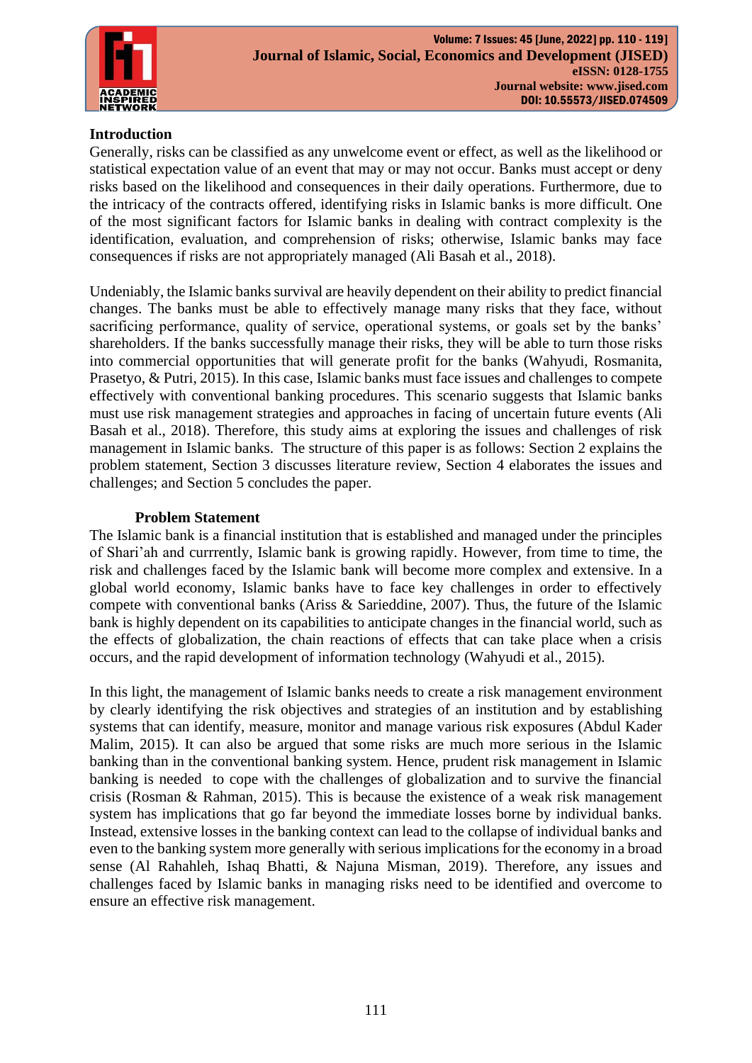## Introduction

Generally, risks can be classified as any unwelcome event or effect, as well as the likelihood or statistical expectation value of an event that may or may not occur. Banks must accept or deny risks based on the likelihood and consequences in their daily operations. Furthermore, due to the intricacy of the contracts offered, identifying risks in Islamic banks is more difficult. One of the most significant factors for Islamic banks in dealing with contract complexity is the identification, evaluation, and comprehension of risks; otherwise, Islamic banks may face consequences if risks are not appropriately managed (Ali Basah et al., 2018).

Undeniably, the Islamic banks survival are heavily dependent on their ability to predict financial changes. The banks must be able to effectively manage many risks that they face, without sacrificing performance, quality of service, operational systems, or goals set by the banks' shareholders. If the banks successfully manage their risks, they will be able to turn those risks into commercial opportunities that will generate profit for the banks (Wahyudi, Rosmanita, Prasetyo, & Putri, 2015). In this case, Islamic banks must face issues and challenges to compete effectively with conventional banking procedures. This scenario suggests that Islamic banks must use risk management strategies and approaches in facing of uncertain future events (Ali Basah et al., 2018). Therefore, this study aims at exploring the issues and challenges of risk management in Islamic banks. The structure of this paper is as follows: Section 2 explains the problem statement, Section 3 discusses literature review, Section 4 elaborates the issues and challenges; and Section 5 concludes the paper.

## Problem Statement

The Islamic bank is a financial institution that is established and managed under the principles of Shari'ah and currrently, Islamic bank is growing rapidly. However, from time to time, the risk and challenges faced by the Islamic bank will become more complex and extensive. In a global world economy, Islamic banks have to face key challenges in order to effectively compete with conventional banks (Ariss & Sarieddine, 2007). Thus, the future of the Islamic bank is highly dependent on its capabilities to anticipate changes in the financial world, such as the effects of globalization, the chain reactions of effects that can take place when a crisis occurs, and the rapid development of information technology (Wahyudi et al., 2015).

In this light, the management of Islamic banks needs to create a risk management environment by clearly identifying the risk objectives and strategies of an institution and by establishing systems that can identify, measure, monitor and manage various risk exposures (Abdul Kader Malim, 2015). It can also be argued that some risks are much more serious in the Islamic banking than in the conventional banking system. Hence, prudent risk management in Islamic banking is needed to cope with the challenges of globalization and to survive the financial crisis (Rosman & Rahman, 2015). This is because the existence of a weak risk management system has implications that go far beyond the immediate losses borne by individual banks. Instead, extensive losses in the banking context can lead to the collapse of individual banks and even to the banking system more generally with serious implications for the economy in a broad sense (Al Rahahleh, Ishaq Bhatti, & Najuna Misman, 2019). Therefore, any issues and challenges faced by Islamic banks in managing risks need to be identified and overcome to ensure an effective risk management.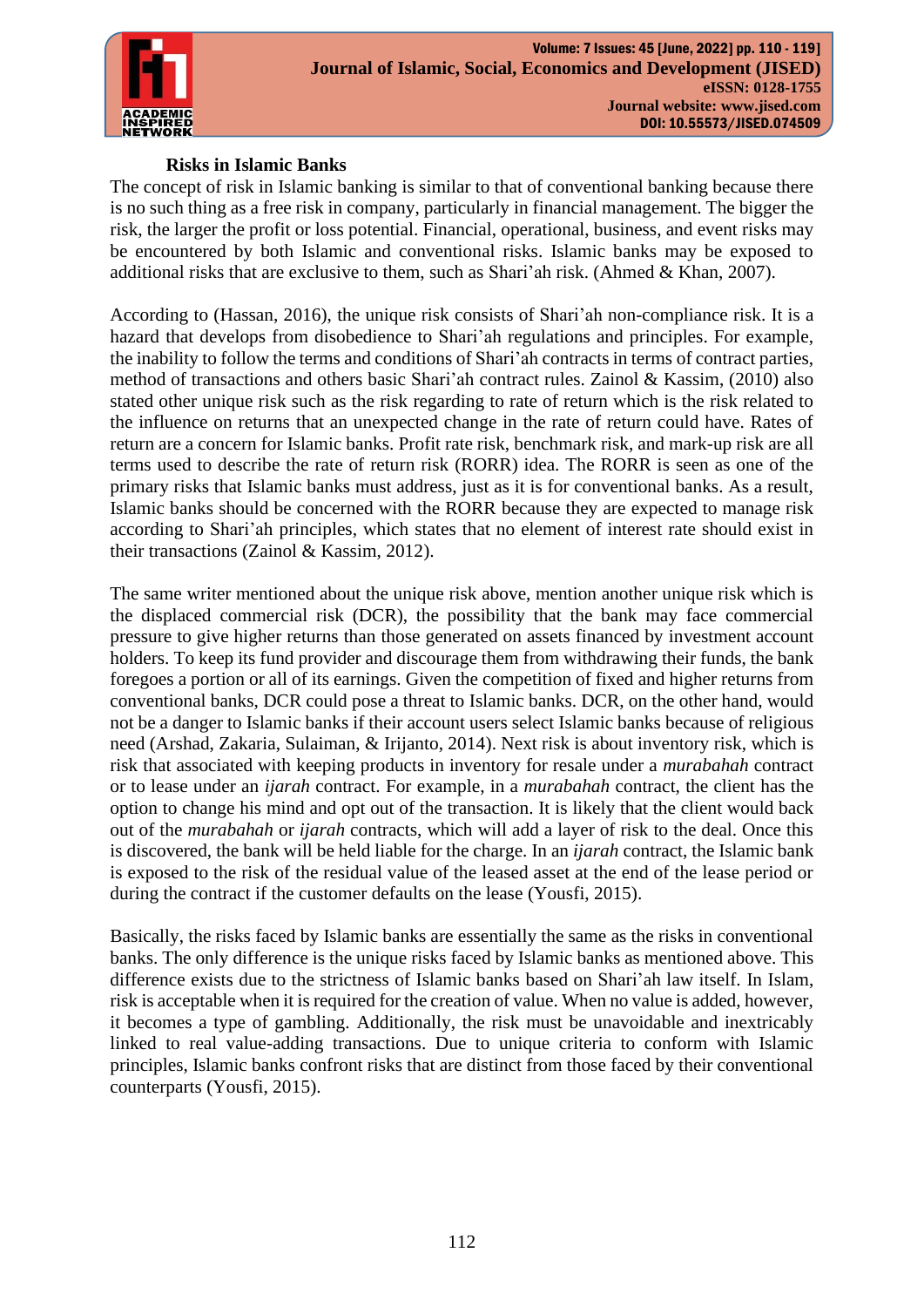### Risks in Islamic Banks

The concept of risk in Islamic banking is similar to that of conventional banking because there is no such thing as a free risk in company, particularly in financial management. The bigger the risk, the larger the profit or loss potential. Financial, operational, business, and event risks may be encountered by both Islamic and conventional risks. Islamic banks may be exposed to additional risks that are exclusive to them, such as Shari'ah risk. (Ahmed & Khan, 2007).

According to (Hassan, 2016), the unique risk consists of Shari'ah non-compliance risk. It is a hazard that develops from disobedience to Shari'ah regulations and principles. For example, the inability to follow the terms and conditions of Shari'ah contracts in terms of contract parties, method of transactions and others basic Shari'ah contract rules. Zainol & Kassim, (2010) also stated other unique risk such as the risk regarding to rate of return which is the risk related to the influence on returns that an unexpected change in the rate of return could have. Rates of return are a concern for Islamic banks. Profit rate risk, benchmark risk, and mark-up risk are all terms used to describe the rate of return risk (RORR) idea. The RORR is seen as one of the primary risks that Islamic banks must address, just as it is for conventional banks. As a result, Islamic banks should be concerned with the RORR because they are expected to manage risk according to Shari'ah principles, which states that no element of interest rate should exist in their transactions (Zainol & Kassim, 2012).

The same writer mentioned about the unique risk above, mention another unique risk which is the displaced commercial risk (DCR), the possibility that the bank may face commercial pressure to give higher returns than those generated on assets financed by investment account holders. To keep its fund provider and discourage them from withdrawing their funds, the bank foregoes a portion or all of its earnings. Given the competition of fixed and higher returns from conventional banks, DCR could pose a threat to Islamic banks. DCR, on the other hand, would not be a danger to Islamic banks if their account users select Islamic banks because of religious need (Arshad, Zakaria, Sulaiman, & Irijanto, 2014). Next risk is about inventory risk, which is risk that associated with keeping products in inventory for resale under a *murabahah* contract or to lease under an *ijarah* contract. For example, in a *murabahah* contract, the client has the option to change his mind and opt out of the transaction. It is likely that the client would back out of the *murabahah* or *ijarah* contracts, which will add a layer of risk to the deal. Once this is discovered, the bank will be held liable for the charge. In an *ijarah* contract, the Islamic bank is exposed to the risk of the residual value of the leased asset at the end of the lease period or during the contract if the customer defaults on the lease (Yousfi, 2015).

Basically, the risks faced by Islamic banks are essentially the same as the risks in conventional banks. The only difference is the unique risks faced by Islamic banks as mentioned above. This difference exists due to the strictness of Islamic banks based on Shari'ah law itself. In Islam, risk is acceptable when it is required for the creation of value. When no value is added, however, it becomes a type of gambling. Additionally, the risk must be unavoidable and inextricably linked to real value-adding transactions. Due to unique criteria to conform with Islamic principles, Islamic banks confront risks that are distinct from those faced by their conventional counterparts (Yousfi, 2015).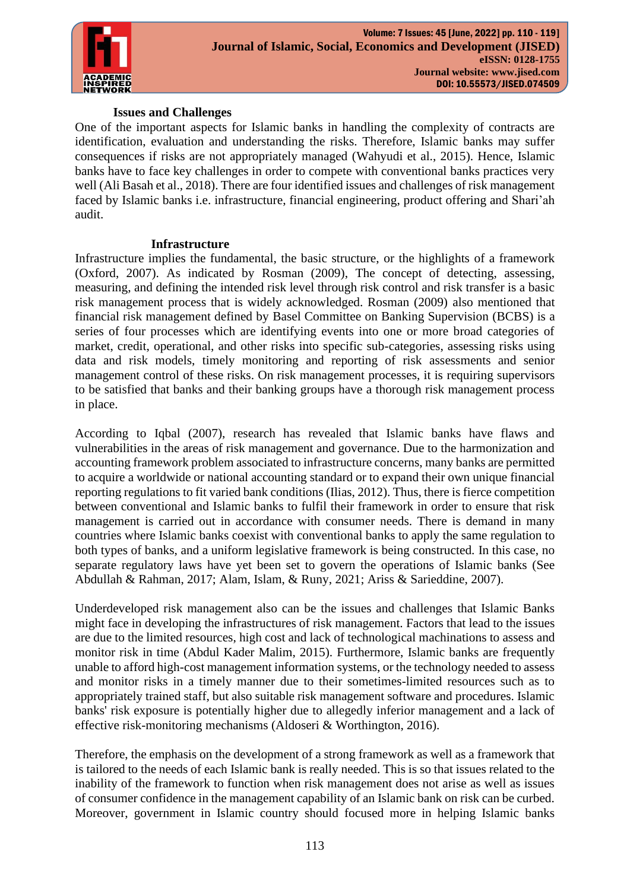## Issues and Challenges

One of the important aspects for Islamic banks in handling the complexity of contracts are identification, evaluation and understanding the risks. Therefore, Islamic banks may suffer consequences if risks are not appropriately managed (Wahyudi et al., 2015). Hence, Islamic banks have to face key challenges in order to compete with conventional banks practices very well (Ali Basah et al., 2018). There are four identified issues and challenges of risk management faced by Islamic banks i.e. infrastructure, financial engineering, product offering and Shari'ah audit.

### Infrastructure

Infrastructure implies the fundamental, the basic structure, or the highlights of a framework (Oxford, 2007). As indicated by Rosman (2009), The concept of detecting, assessing, measuring, and defining the intended risk level through risk control and risk transfer is a basic risk management process that is widely acknowledged. Rosman (2009) also mentioned that financial risk management defined by Basel Committee on Banking Supervision (BCBS) is a series of four processes which are identifying events into one or more broad categories of market, credit, operational, and other risks into specific sub-categories, assessing risks using data and risk models, timely monitoring and reporting of risk assessments and senior management control of these risks. On risk management processes, it is requiring supervisors to be satisfied that banks and their banking groups have a thorough risk management process in place.

According to Iqbal (2007), research has revealed that Islamic banks have flaws and vulnerabilities in the areas of risk management and governance. Due to the harmonization and accounting framework problem associated to infrastructure concerns, many banks are permitted to acquire a worldwide or national accounting standard or to expand their own unique financial reporting regulations to fit varied bank conditions (Ilias, 2012). Thus, there is fierce competition between conventional and Islamic banks to fulfil their framework in order to ensure that risk management is carried out in accordance with consumer needs. There is demand in many countries where Islamic banks coexist with conventional banks to apply the same regulation to both types of banks, and a uniform legislative framework is being constructed. In this case, no separate regulatory laws have yet been set to govern the operations of Islamic banks (See Abdullah & Rahman, 2017; Alam, Islam, & Runy, 2021; Ariss & Sarieddine, 2007).

Underdeveloped risk management also can be the issues and challenges that Islamic Banks might face in developing the infrastructures of risk management. Factors that lead to the issues are due to the limited resources, high cost and lack of technological machinations to assess and monitor risk in time (Abdul Kader Malim, 2015). Furthermore, Islamic banks are frequently unable to afford high-cost management information systems, or the technology needed to assess and monitor risks in a timely manner due to their sometimes-limited resources such as to appropriately trained staff, but also suitable risk management software and procedures. Islamic banks' risk exposure is potentially higher due to allegedly inferior management and a lack of effective risk-monitoring mechanisms (Aldoseri & Worthington, 2016).

Therefore, the emphasis on the development of a strong framework as well as a framework that is tailored to the needs of each Islamic bank is really needed. This is so that issues related to the inability of the framework to function when risk management does not arise as well as issues of consumer confidence in the management capability of an Islamic bank on risk can be curbed. Moreover, government in Islamic country should focused more in helping Islamic banks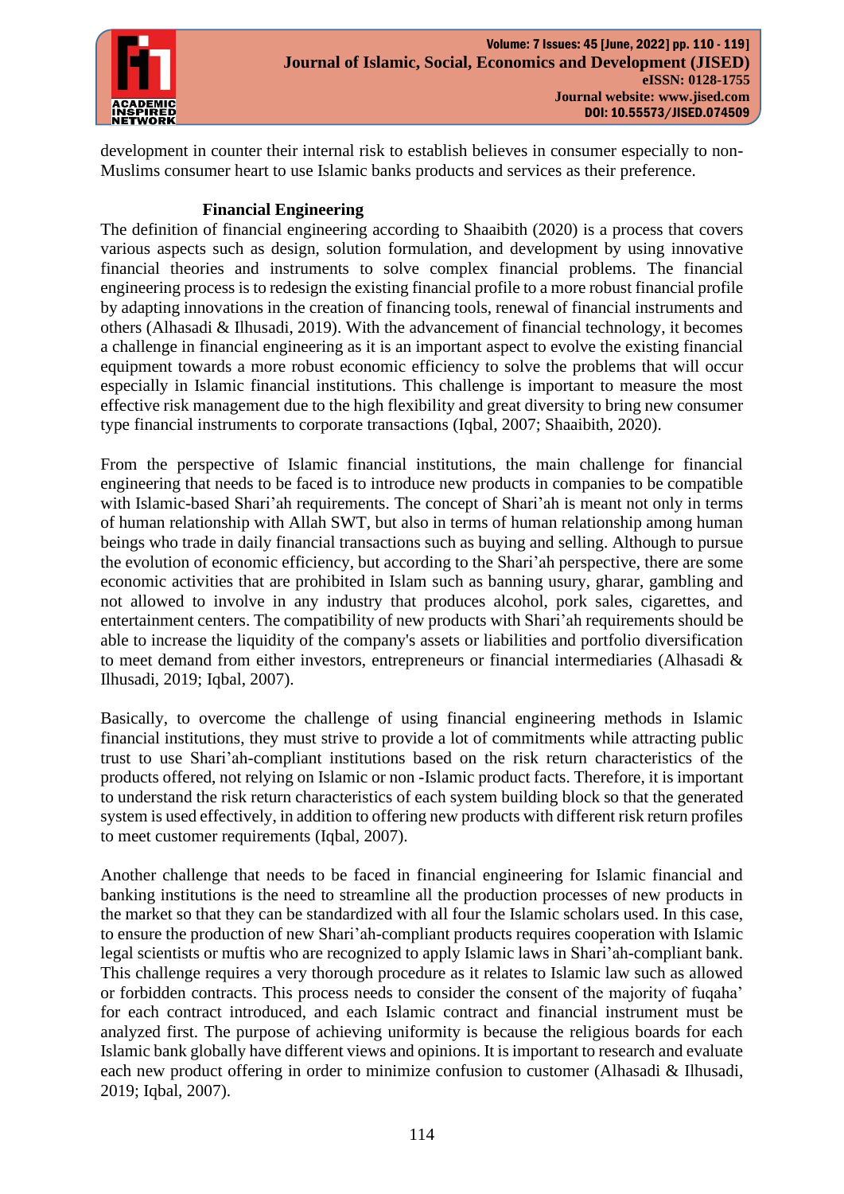development in counter their internal risk to establish believes in consumer especially to non-Muslims consumer heart to use Islamic banks products and services as their preference.

### Financial Engineering

The definition of financial engineering according to Shaaibith (2020) is a process that covers various aspects such as design, solution formulation, and development by using innovative financial theories and instruments to solve complex financial problems. The financial engineering process is to redesign the existing financial profile to a more robust financial profile by adapting innovations in the creation of financing tools, renewal of financial instruments and others (Alhasadi & Ilhusadi, 2019). With the advancement of financial technology, it becomes a challenge in financial engineering as it is an important aspect to evolve the existing financial equipment towards a more robust economic efficiency to solve the problems that will occur especially in Islamic financial institutions. This challenge is important to measure the most effective risk management due to the high flexibility and great diversity to bring new consumer type financial instruments to corporate transactions (Iqbal, 2007; Shaaibith, 2020).

From the perspective of Islamic financial institutions, the main challenge for financial engineering that needs to be faced is to introduce new products in companies to be compatible with Islamic-based Shari'ah requirements. The concept of Shari'ah is meant not only in terms of human relationship with Allah SWT, but also in terms of human relationship among human beings who trade in daily financial transactions such as buying and selling. Although to pursue the evolution of economic efficiency, but according to the Shari'ah perspective, there are some economic activities that are prohibited in Islam such as banning usury, gharar, gambling and not allowed to involve in any industry that produces alcohol, pork sales, cigarettes, and entertainment centers. The compatibility of new products with Shari'ah requirements should be able to increase the liquidity of the company's assets or liabilities and portfolio diversification to meet demand from either investors, entrepreneurs or financial intermediaries (Alhasadi & Ilhusadi, 2019; Iqbal, 2007).

Basically, to overcome the challenge of using financial engineering methods in Islamic financial institutions, they must strive to provide a lot of commitments while attracting public trust to use Shari'ah-compliant institutions based on the risk return characteristics of the products offered, not relying on Islamic or non -Islamic product facts. Therefore, it is important to understand the risk return characteristics of each system building block so that the generated system is used effectively, in addition to offering new products with different risk return profiles to meet customer requirements (Iqbal, 2007).

Another challenge that needs to be faced in financial engineering for Islamic financial and banking institutions is the need to streamline all the production processes of new products in the market so that they can be standardized with all four the Islamic scholars used. In this case, to ensure the production of new Shari'ah-compliant products requires cooperation with Islamic legal scientists or muftis who are recognized to apply Islamic laws in Shari'ah-compliant bank. This challenge requires a very thorough procedure as it relates to Islamic law such as allowed or forbidden contracts. This process needs to consider the consent of the majority of fuqaha' for each contract introduced, and each Islamic contract and financial instrument must be analyzed first. The purpose of achieving uniformity is because the religious boards for each Islamic bank globally have different views and opinions. It is important to research and evaluate each new product offering in order to minimize confusion to customer (Alhasadi & Ilhusadi, 2019; Iqbal, 2007).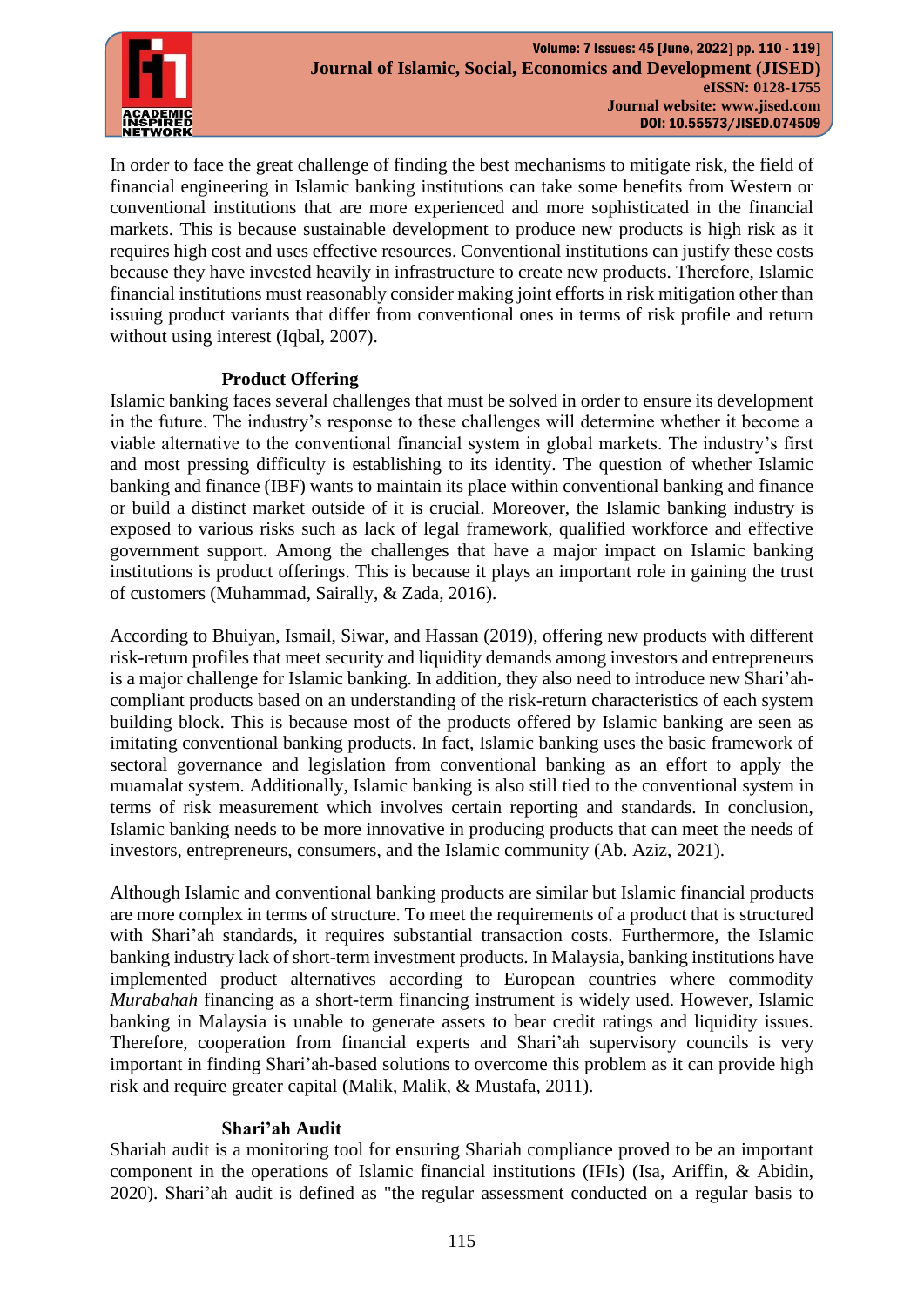In order to face the great challenge of finding the best mechanisms to mitigate risk, the field of financial engineering in Islamic banking institutions can take some benefits from Western or conventional institutions that are more experienced and more sophisticated in the financial markets. This is because sustainable development to produce new products is high risk as it requires high cost and uses effective resources. Conventional institutions can justify these costs because they have invested heavily in infrastructure to create new products. Therefore, Islamic financial institutions must reasonably consider making joint efforts in risk mitigation other than issuing product variants that differ from conventional ones in terms of risk profile and return without using interest (Iqbal, 2007).

### Product Offering

Islamic banking faces several challenges that must be solved in order to ensure its development in the future. The industry's response to these challenges will determine whether it become a viable alternative to the conventional financial system in global markets. The industry's first and most pressing difficulty is establishing to its identity. The question of whether Islamic banking and finance (IBF) wants to maintain its place within conventional banking and finance or build a distinct market outside of it is crucial. Moreover, the Islamic banking industry is exposed to various risks such as lack of legal framework, qualified workforce and effective government support. Among the challenges that have a major impact on Islamic banking institutions is product offerings. This is because it plays an important role in gaining the trust of customers (Muhammad, Sairally, & Zada, 2016).

According to Bhuiyan, Ismail, Siwar, and Hassan (2019), offering new products with different risk-return profiles that meet security and liquidity demands among investors and entrepreneurs is a major challenge for Islamic banking. In addition, they also need to introduce new Shari'ah-compliant products based on an understanding of the risk-return characteristics of each system building block. This is because most of the products offered by Islamic banking are seen as imitating conventional banking products. In fact, Islamic banking uses the basic framework of sectoral governance and legislation from conventional banking as an effort to apply the muamalat system. Additionally, Islamic banking is also still tied to the conventional system in terms of risk measurement which involves certain reporting and standards. In conclusion, Islamic banking needs to be more innovative in producing products that can meet the needs of investors, entrepreneurs, consumers, and the Islamic community (Ab. Aziz, 2021).

Although Islamic and conventional banking products are similar but Islamic financial products are more complex in terms of structure. To meet the requirements of a product that is structured with Shari'ah standards, it requires substantial transaction costs. Furthermore, the Islamic banking industry lack of short-term investment products. In Malaysia, banking institutions have implemented product alternatives according to European countries where commodity *Murabahah* financing as a short-term financing instrument is widely used. However, Islamic banking in Malaysia is unable to generate assets to bear credit ratings and liquidity issues. Therefore, cooperation from financial experts and Shari'ah supervisory councils is very important in finding Shari'ah-based solutions to overcome this problem as it can provide high risk and require greater capital (Malik, Malik, & Mustafa, 2011).

### Shari'ah Audit

Shariah audit is a monitoring tool for ensuring Shariah compliance proved to be an important component in the operations of Islamic financial institutions (IFIs) (Isa, Ariffin, & Abidin, 2020). Shari'ah audit is defined as "the regular assessment conducted on a regular basis to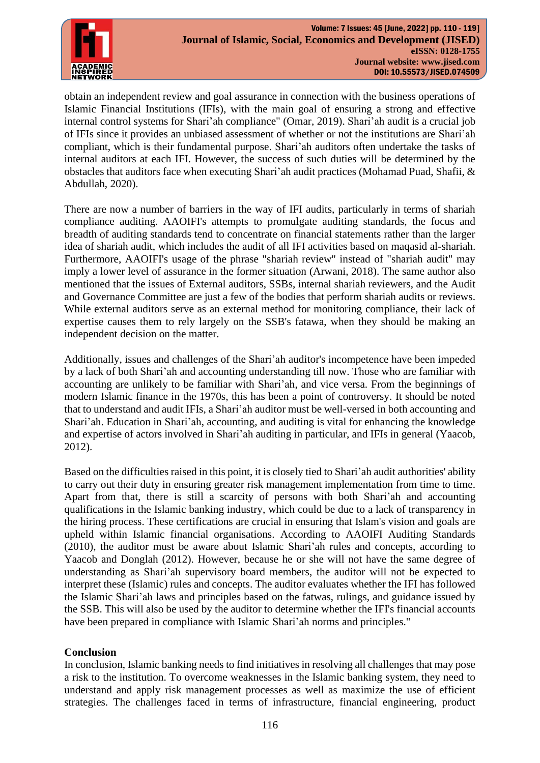obtain an independent review and goal assurance in connection with the business operations of Islamic Financial Institutions (IFIs), with the main goal of ensuring a strong and effective internal control systems for Shari'ah compliance" (Omar, 2019). Shari'ah audit is a crucial job of IFIs since it provides an unbiased assessment of whether or not the institutions are Shari'ah compliant, which is their fundamental purpose. Shari'ah auditors often undertake the tasks of internal auditors at each IFI. However, the success of such duties will be determined by the obstacles that auditors face when executing Shari'ah audit practices (Mohamad Puad, Shafii, & Abdullah, 2020).

There are now a number of barriers in the way of IFI audits, particularly in terms of shariah compliance auditing. AAOIFI's attempts to promulgate auditing standards, the focus and breadth of auditing standards tend to concentrate on financial statements rather than the larger idea of shariah audit, which includes the audit of all IFI activities based on maqasid al-shariah. Furthermore, AAOIFI's usage of the phrase "shariah review" instead of "shariah audit" may imply a lower level of assurance in the former situation (Arwani, 2018). The same author also mentioned that the issues of External auditors, SSBs, internal shariah reviewers, and the Audit and Governance Committee are just a few of the bodies that perform shariah audits or reviews. While external auditors serve as an external method for monitoring compliance, their lack of expertise causes them to rely largely on the SSB's fatawa, when they should be making an independent decision on the matter.

Additionally, issues and challenges of the Shari'ah auditor's incompetence have been impeded by a lack of both Shari'ah and accounting understanding till now. Those who are familiar with accounting are unlikely to be familiar with Shari'ah, and vice versa. From the beginnings of modern Islamic finance in the 1970s, this has been a point of controversy. It should be noted that to understand and audit IFIs, a Shari'ah auditor must be well-versed in both accounting and Shari'ah. Education in Shari'ah, accounting, and auditing is vital for enhancing the knowledge and expertise of actors involved in Shari'ah auditing in particular, and IFIs in general (Yaacob, 2012).

Based on the difficulties raised in this point, it is closely tied to Shari'ah audit authorities' ability to carry out their duty in ensuring greater risk management implementation from time to time. Apart from that, there is still a scarcity of persons with both Shari'ah and accounting qualifications in the Islamic banking industry, which could be due to a lack of transparency in the hiring process. These certifications are crucial in ensuring that Islam's vision and goals are upheld within Islamic financial organisations. According to AAOIFI Auditing Standards (2010), the auditor must be aware about Islamic Shari'ah rules and concepts, according to Yaacob and Donglah (2012). However, because he or she will not have the same degree of understanding as Shari'ah supervisory board members, the auditor will not be expected to interpret these (Islamic) rules and concepts. The auditor evaluates whether the IFI has followed the Islamic Shari'ah laws and principles based on the fatwas, rulings, and guidance issued by the SSB. This will also be used by the auditor to determine whether the IFI's financial accounts have been prepared in compliance with Islamic Shari'ah norms and principles."

## Conclusion

In conclusion, Islamic banking needs to find initiatives in resolving all challenges that may pose a risk to the institution. To overcome weaknesses in the Islamic banking system, they need to understand and apply risk management processes as well as maximize the use of efficient strategies. The challenges faced in terms of infrastructure, financial engineering, product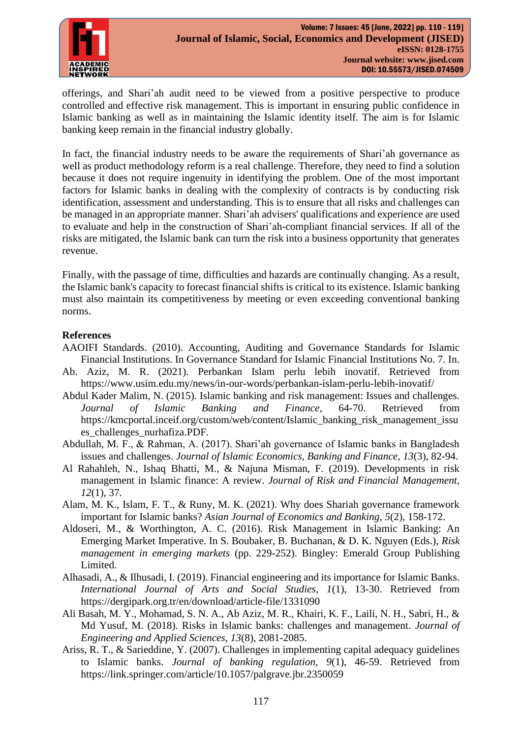offerings, and Shari'ah audit need to be viewed from a positive perspective to produce controlled and effective risk management. This is important in ensuring public confidence in Islamic banking as well as in maintaining the Islamic identity itself. The aim is for Islamic banking keep remain in the financial industry globally.

In fact, the financial industry needs to be aware the requirements of Shari'ah governance as well as product methodology reform is a real challenge. Therefore, they need to find a solution because it does not require ingenuity in identifying the problem. One of the most important factors for Islamic banks in dealing with the complexity of contracts is by conducting risk identification, assessment and understanding. This is to ensure that all risks and challenges can be managed in an appropriate manner. Shari'ah advisers' qualifications and experience are used to evaluate and help in the construction of Shari'ah-compliant financial services. If all of the risks are mitigated, the Islamic bank can turn the risk into a business opportunity that generates revenue.

Finally, with the passage of time, difficulties and hazards are continually changing. As a result, the Islamic bank's capacity to forecast financial shifts is critical to its existence. Islamic banking must also maintain its competitiveness by meeting or even exceeding conventional banking norms.

## References

AAOIFI Standards. (2010). Accounting, Auditing and Governance Standards for Islamic Financial Institutions. In Governance Standard for Islamic Financial Institutions No. 7. In.

Ab. Aziz, M. R. (2021). Perbankan Islam perlu lebih inovatif. Retrieved from https://www.usim.edu.my/news/in-our-words/perbankan-islam-perlu-lebih-inovatif/

Abdul Kader Malim, N. (2015). Islamic banking and risk management: Issues and challenges. *Journal of Islamic Banking and Finance*, 64-70. Retrieved from https://kmcportal.inceif.org/custom/web/content/Islamic_banking_risk_management_issues_challenges_nurhafiza.PDF.

Abdullah, M. F., & Rahman, A. (2017). Shari'ah governance of Islamic banks in Bangladesh issues and challenges. *Journal of Islamic Economics, Banking and Finance*, *13*(3), 82-94.

Al Rahahleh, N., Ishaq Bhatti, M., & Najuna Misman, F. (2019). Developments in risk management in Islamic finance: A review. *Journal of Risk and Financial Management*, *12*(1), 37.

Alam, M. K., Islam, F. T., & Runy, M. K. (2021). Why does Shariah governance framework important for Islamic banks? *Asian Journal of Economics and Banking*, *5*(2), 158-172.

Aldoseri, M., & Worthington, A. C. (2016). Risk Management in Islamic Banking: An Emerging Market Imperative. In S. Boubaker, B. Buchanan, & D. K. Nguyen (Eds.), *Risk management in emerging markets* (pp. 229-252). Bingley: Emerald Group Publishing Limited.

Alhasadi, A., & Ilhusadi, I. (2019). Financial engineering and its importance for Islamic Banks. *International Journal of Arts and Social Studies*, *1*(1), 13-30. Retrieved from https://dergipark.org.tr/en/download/article-file/1331090

Ali Basah, M. Y., Mohamad, S. N. A., Ab Aziz, M. R., Khairi, K. F., Laili, N. H., Sabri, H., & Md Yusuf, M. (2018). Risks in Islamic banks: challenges and management. *Journal of Engineering and Applied Sciences*, *13*(8), 2081-2085.

Ariss, R. T., & Sarieddine, Y. (2007). Challenges in implementing capital adequacy guidelines to Islamic banks. *Journal of banking regulation*, *9*(1), 46-59. Retrieved from https://link.springer.com/article/10.1057/palgrave.jbr.2350059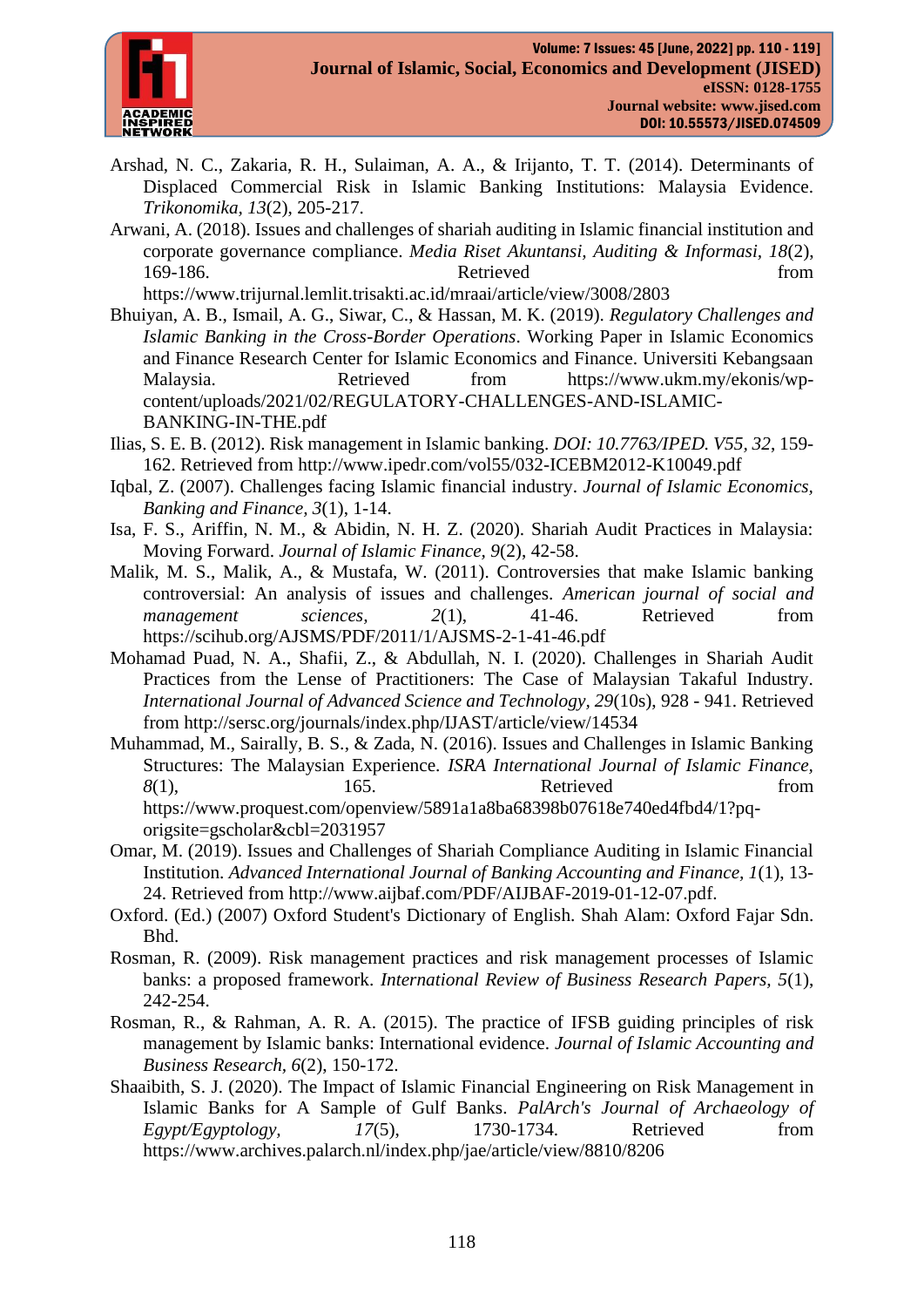Arshad, N. C., Zakaria, R. H., Sulaiman, A. A., & Irijanto, T. T. (2014). Determinants of Displaced Commercial Risk in Islamic Banking Institutions: Malaysia Evidence. *Trikonomika, 13*(2), 205-217.

Arwani, A. (2018). Issues and challenges of shariah auditing in Islamic financial institution and corporate governance compliance. *Media Riset Akuntansi, Auditing & Informasi, 18*(2), 169-186. Retrieved from https://www.trijurnal.lemlit.trisakti.ac.id/mraai/article/view/3008/2803

Bhuiyan, A. B., Ismail, A. G., Siwar, C., & Hassan, M. K. (2019). *Regulatory Challenges and Islamic Banking in the Cross-Border Operations*. Working Paper in Islamic Economics and Finance Research Center for Islamic Economics and Finance. Universiti Kebangsaan Malaysia. Retrieved from https://www.ukm.my/ekonis/wp-content/uploads/2021/02/REGULATORY-CHALLENGES-AND-ISLAMIC-BANKING-IN-THE.pdf

Ilias, S. E. B. (2012). Risk management in Islamic banking. *DOI: 10.7763/IPED. V55, 32*, 159-162. Retrieved from http://www.ipedr.com/vol55/032-ICEBM2012-K10049.pdf

Iqbal, Z. (2007). Challenges facing Islamic financial industry. *Journal of Islamic Economics, Banking and Finance, 3*(1), 1-14.

Isa, F. S., Ariffin, N. M., & Abidin, N. H. Z. (2020). Shariah Audit Practices in Malaysia: Moving Forward. *Journal of Islamic Finance, 9*(2), 42-58.

Malik, M. S., Malik, A., & Mustafa, W. (2011). Controversies that make Islamic banking controversial: An analysis of issues and challenges. *American journal of social and management sciences, 2*(1), 41-46. Retrieved from https://scihub.org/AJSMS/PDF/2011/1/AJSMS-2-1-41-46.pdf

Mohamad Puad, N. A., Shafii, Z., & Abdullah, N. I. (2020). Challenges in Shariah Audit Practices from the Lense of Practitioners: The Case of Malaysian Takaful Industry. *International Journal of Advanced Science and Technology, 29*(10s), 928 - 941. Retrieved from http://sersc.org/journals/index.php/IJAST/article/view/14534

Muhammad, M., Sairally, B. S., & Zada, N. (2016). Issues and Challenges in Islamic Banking Structures: The Malaysian Experience. *ISRA International Journal of Islamic Finance, 8*(1), 165. Retrieved from https://www.proquest.com/openview/5891a1a8ba68398b07618e740ed4fbd4/1?pq-origsite=gscholar&cbl=2031957

Omar, M. (2019). Issues and Challenges of Shariah Compliance Auditing in Islamic Financial Institution. *Advanced International Journal of Banking Accounting and Finance, 1*(1), 13-24. Retrieved from http://www.aijbaf.com/PDF/AIJBAF-2019-01-12-07.pdf.

Oxford. (Ed.) (2007) Oxford Student's Dictionary of English. Shah Alam: Oxford Fajar Sdn. Bhd.

Rosman, R. (2009). Risk management practices and risk management processes of Islamic banks: a proposed framework. *International Review of Business Research Papers, 5*(1), 242-254.

Rosman, R., & Rahman, A. R. A. (2015). The practice of IFSB guiding principles of risk management by Islamic banks: International evidence. *Journal of Islamic Accounting and Business Research, 6*(2), 150-172.

Shaaibith, S. J. (2020). The Impact of Islamic Financial Engineering on Risk Management in Islamic Banks for A Sample of Gulf Banks. *PalArch's Journal of Archaeology of Egypt/Egyptology, 17*(5), 1730-1734. Retrieved from https://www.archives.palarch.nl/index.php/jae/article/view/8810/8206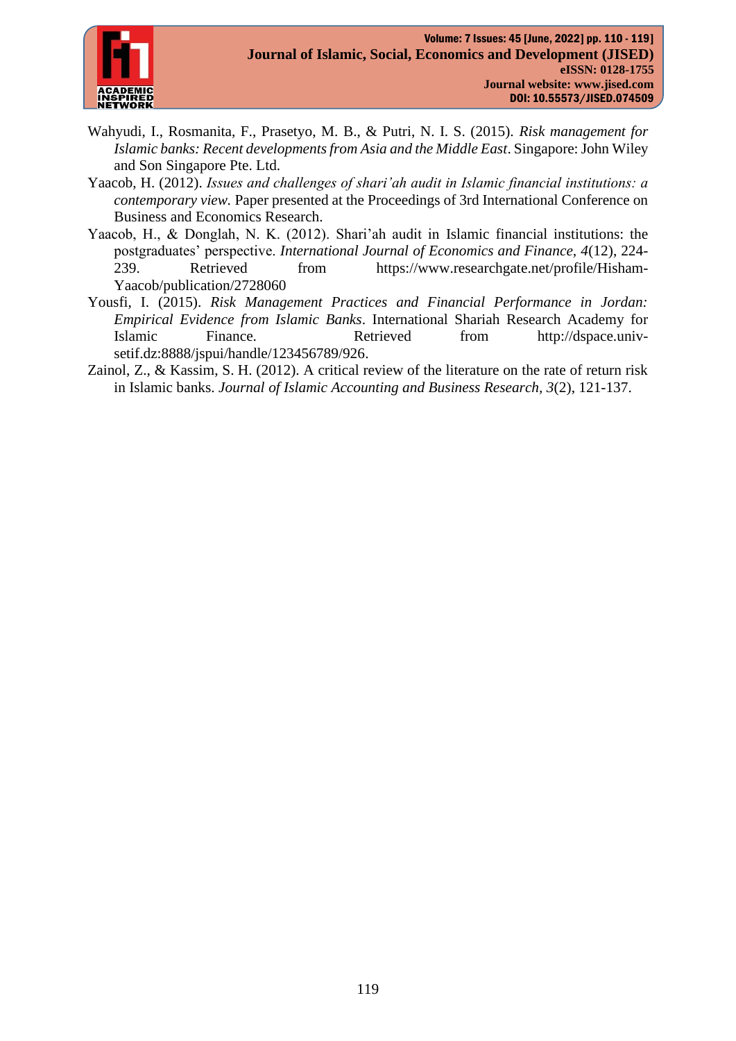Wahyudi, I., Rosmanita, F., Prasetyo, M. B., & Putri, N. I. S. (2015). *Risk management for Islamic banks: Recent developments from Asia and the Middle East*. Singapore: John Wiley and Son Singapore Pte. Ltd.

Yaacob, H. (2012). *Issues and challenges of shari'ah audit in Islamic financial institutions: a contemporary view.* Paper presented at the Proceedings of 3rd International Conference on Business and Economics Research.

Yaacob, H., & Donglah, N. K. (2012). Shari'ah audit in Islamic financial institutions: the postgraduates' perspective. *International Journal of Economics and Finance, 4*(12), 224-239. Retrieved from https://www.researchgate.net/profile/Hisham-Yaacob/publication/2728060

Yousfi, I. (2015). *Risk Management Practices and Financial Performance in Jordan: Empirical Evidence from Islamic Banks*. International Shariah Research Academy for Islamic Finance. Retrieved from http://dspace.univ-setif.dz:8888/jspui/handle/123456789/926.

Zainol, Z., & Kassim, S. H. (2012). A critical review of the literature on the rate of return risk in Islamic banks. *Journal of Islamic Accounting and Business Research, 3*(2), 121-137.